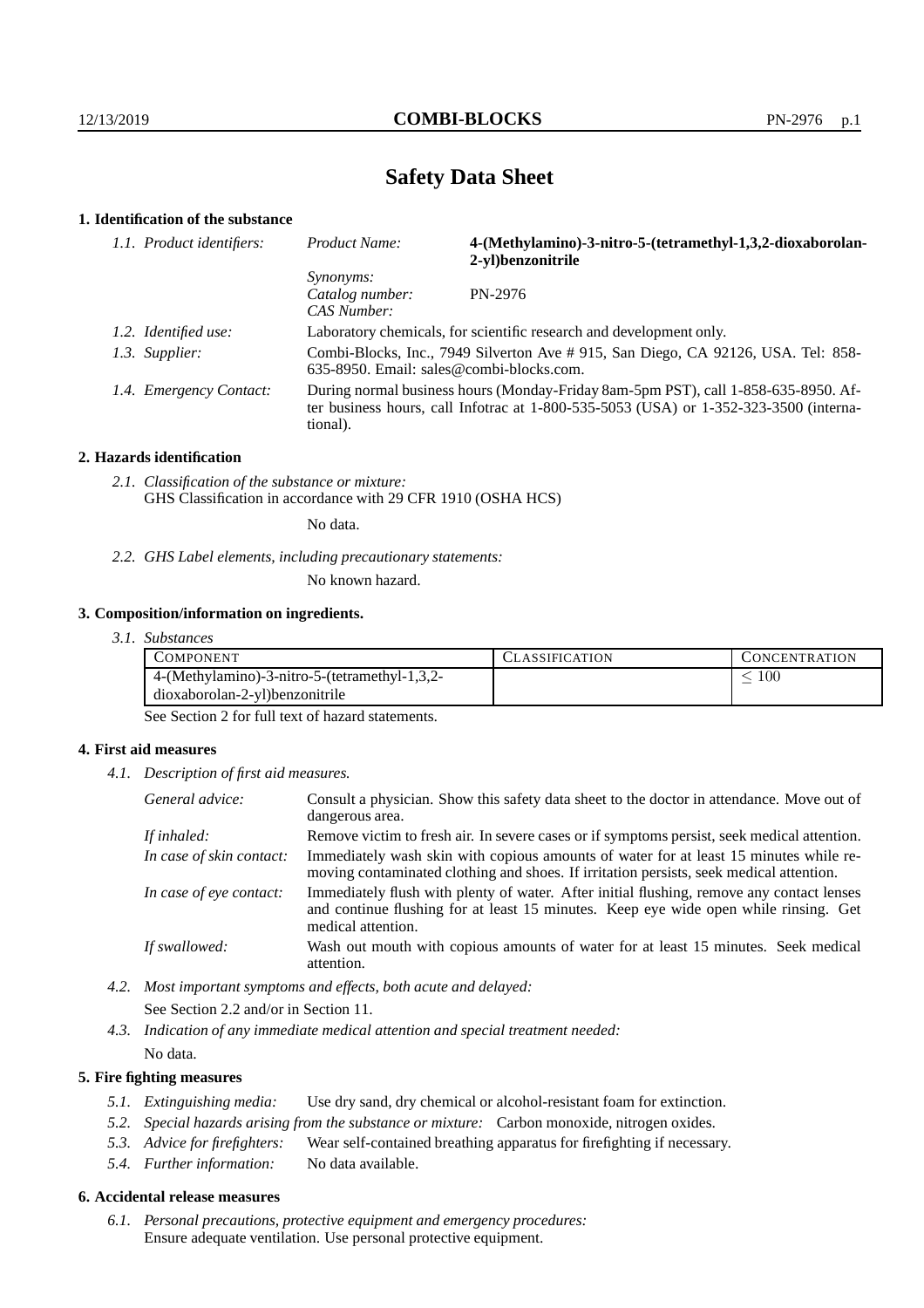# Safety Data Sheet

## 1. Identification of the substance

| | | |
|---|---|---|
| *1.1. Product identifiers:* | *Product Name:* | **4-(Methylamino)-3-nitro-5-(tetramethyl-1,3,2-dioxaborolan-2-yl)benzonitrile** |
| | *Synonyms:* | |
| | *Catalog number:* | PN-2976 |
| | *CAS Number:* | |
| *1.2. Identified use:* | Laboratory chemicals, for scientific research and development only. | |
| *1.3. Supplier:* | Combi-Blocks, Inc., 7949 Silverton Ave # 915, San Diego, CA 92126, USA. Tel: 858-635-8950. Email: sales@combi-blocks.com. | |
| *1.4. Emergency Contact:* | During normal business hours (Monday-Friday 8am-5pm PST), call 1-858-635-8950. After business hours, call Infotrac at 1-800-535-5053 (USA) or 1-352-323-3500 (international). | |

## 2. Hazards identification

*2.1. Classification of the substance or mixture:*
GHS Classification in accordance with 29 CFR 1910 (OSHA HCS)

No data.

*2.2. GHS Label elements, including precautionary statements:*

No known hazard.

## 3. Composition/information on ingredients.

*3.1. Substances*

| COMPONENT | CLASSIFICATION | CONCENTRATION |
|---|---|---|
| 4-(Methylamino)-3-nitro-5-(tetramethyl-1,3,2-dioxaborolan-2-yl)benzonitrile | | $\leq 100$ |

See Section 2 for full text of hazard statements.

## 4. First aid measures

*4.1. Description of first aid measures.*

| | |
|---|---|
| *General advice:* | Consult a physician. Show this safety data sheet to the doctor in attendance. Move out of dangerous area. |
| *If inhaled:* | Remove victim to fresh air. In severe cases or if symptoms persist, seek medical attention. |
| *In case of skin contact:* | Immediately wash skin with copious amounts of water for at least 15 minutes while removing contaminated clothing and shoes. If irritation persists, seek medical attention. |
| *In case of eye contact:* | Immediately flush with plenty of water. After initial flushing, remove any contact lenses and continue flushing for at least 15 minutes. Keep eye wide open while rinsing. Get medical attention. |
| *If swallowed:* | Wash out mouth with copious amounts of water for at least 15 minutes. Seek medical attention. |

*4.2. Most important symptoms and effects, both acute and delayed:*

See Section 2.2 and/or in Section 11.

*4.3. Indication of any immediate medical attention and special treatment needed:*

No data.

## 5. Fire fighting measures

*5.1. Extinguishing media:* Use dry sand, dry chemical or alcohol-resistant foam for extinction.

*5.2. Special hazards arising from the substance or mixture:* Carbon monoxide, nitrogen oxides.

*5.3. Advice for firefighters:* Wear self-contained breathing apparatus for firefighting if necessary.

*5.4. Further information:* No data available.

## 6. Accidental release measures

*6.1. Personal precautions, protective equipment and emergency procedures:*
Ensure adequate ventilation. Use personal protective equipment.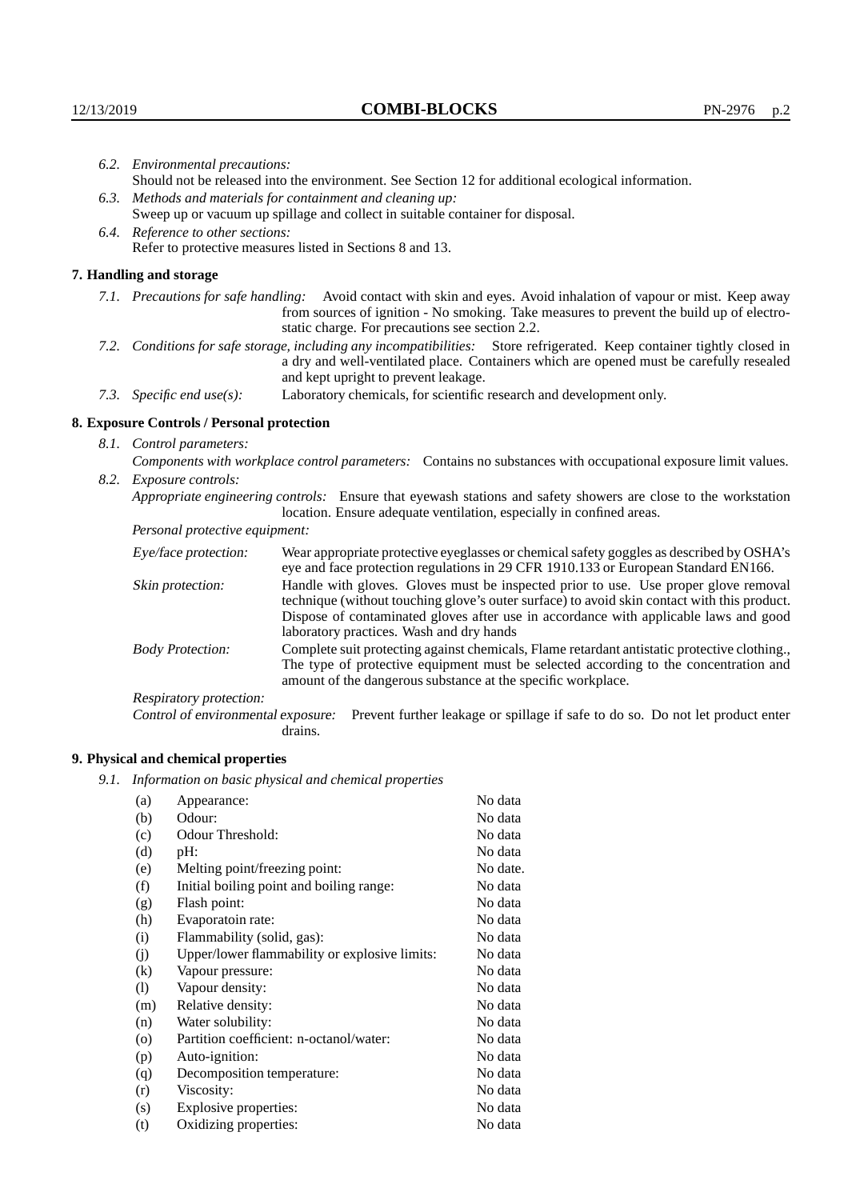*6.2. Environmental precautions:*
Should not be released into the environment. See Section 12 for additional ecological information.

*6.3. Methods and materials for containment and cleaning up:*
Sweep up or vacuum up spillage and collect in suitable container for disposal.

*6.4. Reference to other sections:*
Refer to protective measures listed in Sections 8 and 13.

## 7. Handling and storage

*7.1. Precautions for safe handling:* Avoid contact with skin and eyes. Avoid inhalation of vapour or mist. Keep away from sources of ignition - No smoking. Take measures to prevent the build up of electrostatic charge. For precautions see section 2.2.

*7.2. Conditions for safe storage, including any incompatibilities:* Store refrigerated. Keep container tightly closed in a dry and well-ventilated place. Containers which are opened must be carefully resealed and kept upright to prevent leakage.

*7.3. Specific end use(s):* Laboratory chemicals, for scientific research and development only.

## 8. Exposure Controls / Personal protection

*8.1. Control parameters:*
*Components with workplace control parameters:* Contains no substances with occupational exposure limit values.

*8.2. Exposure controls:*
*Appropriate engineering controls:* Ensure that eyewash stations and safety showers are close to the workstation location. Ensure adequate ventilation, especially in confined areas.

*Personal protective equipment:*

*Eye/face protection:* Wear appropriate protective eyeglasses or chemical safety goggles as described by OSHA's eye and face protection regulations in 29 CFR 1910.133 or European Standard EN166.

*Skin protection:* Handle with gloves. Gloves must be inspected prior to use. Use proper glove removal technique (without touching glove's outer surface) to avoid skin contact with this product. Dispose of contaminated gloves after use in accordance with applicable laws and good laboratory practices. Wash and dry hands

*Body Protection:* Complete suit protecting against chemicals, Flame retardant antistatic protective clothing., The type of protective equipment must be selected according to the concentration and amount of the dangerous substance at the specific workplace.

*Respiratory protection:*

*Control of environmental exposure:* Prevent further leakage or spillage if safe to do so. Do not let product enter drains.

## 9. Physical and chemical properties

*9.1. Information on basic physical and chemical properties*

| | | |
|---|---|---|
| (a) | Appearance: | No data |
| (b) | Odour: | No data |
| (c) | Odour Threshold: | No data |
| (d) | pH: | No data |
| (e) | Melting point/freezing point: | No date. |
| (f) | Initial boiling point and boiling range: | No data |
| (g) | Flash point: | No data |
| (h) | Evaporatoin rate: | No data |
| (i) | Flammability (solid, gas): | No data |
| (j) | Upper/lower flammability or explosive limits: | No data |
| (k) | Vapour pressure: | No data |
| (l) | Vapour density: | No data |
| (m) | Relative density: | No data |
| (n) | Water solubility: | No data |
| (o) | Partition coefficient: n-octanol/water: | No data |
| (p) | Auto-ignition: | No data |
| (q) | Decomposition temperature: | No data |
| (r) | Viscosity: | No data |
| (s) | Explosive properties: | No data |
| (t) | Oxidizing properties: | No data |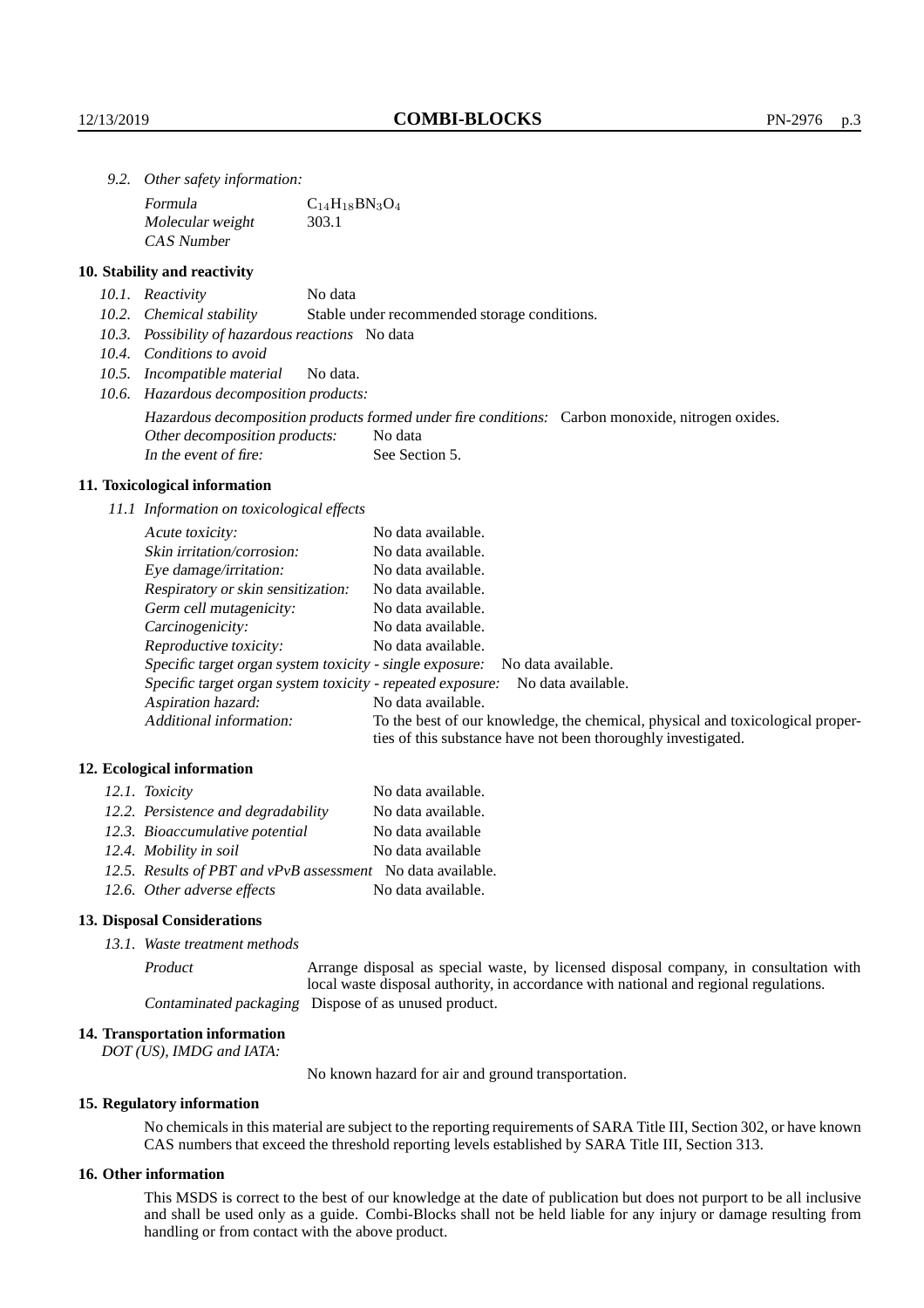*9.2. Other safety information:*

| | |
|---|---|
| *Formula* | $C_{14}H_{18}BN_3O_4$ |
| *Molecular weight* | 303.1 |
| *CAS Number* | |

## 10. Stability and reactivity

*10.1. Reactivity* No data

*10.2. Chemical stability* Stable under recommended storage conditions.

*10.3. Possibility of hazardous reactions* No data

*10.4. Conditions to avoid*

*10.5. Incompatible material* No data.

*10.6. Hazardous decomposition products:*

*Hazardous decomposition products formed under fire conditions:* Carbon monoxide, nitrogen oxides.

*Other decomposition products:* No data

*In the event of fire:* See Section 5.

## 11. Toxicological information

*11.1 Information on toxicological effects*

| | |
|---|---|
| *Acute toxicity:* | No data available. |
| *Skin irritation/corrosion:* | No data available. |
| *Eye damage/irritation:* | No data available. |
| *Respiratory or skin sensitization:* | No data available. |
| *Germ cell mutagenicity:* | No data available. |
| *Carcinogenicity:* | No data available. |
| *Reproductive toxicity:* | No data available. |
| *Specific target organ system toxicity - single exposure:* | No data available. |
| *Specific target organ system toxicity - repeated exposure:* | No data available. |
| *Aspiration hazard:* | No data available. |
| *Additional information:* | To the best of our knowledge, the chemical, physical and toxicological properties of this substance have not been thoroughly investigated. |

## 12. Ecological information

| | |
|---|---|
| *12.1. Toxicity* | No data available. |
| *12.2. Persistence and degradability* | No data available. |
| *12.3. Bioaccumulative potential* | No data available |
| *12.4. Mobility in soil* | No data available |
| *12.5. Results of PBT and vPvB assessment* | No data available. |
| *12.6. Other adverse effects* | No data available. |

## 13. Disposal Considerations

*13.1. Waste treatment methods*

*Product* Arrange disposal as special waste, by licensed disposal company, in consultation with local waste disposal authority, in accordance with national and regional regulations.

*Contaminated packaging* Dispose of as unused product.

## 14. Transportation information

*DOT (US), IMDG and IATA:*

No known hazard for air and ground transportation.

## 15. Regulatory information

No chemicals in this material are subject to the reporting requirements of SARA Title III, Section 302, or have known CAS numbers that exceed the threshold reporting levels established by SARA Title III, Section 313.

## 16. Other information

This MSDS is correct to the best of our knowledge at the date of publication but does not purport to be all inclusive and shall be used only as a guide. Combi-Blocks shall not be held liable for any injury or damage resulting from handling or from contact with the above product.